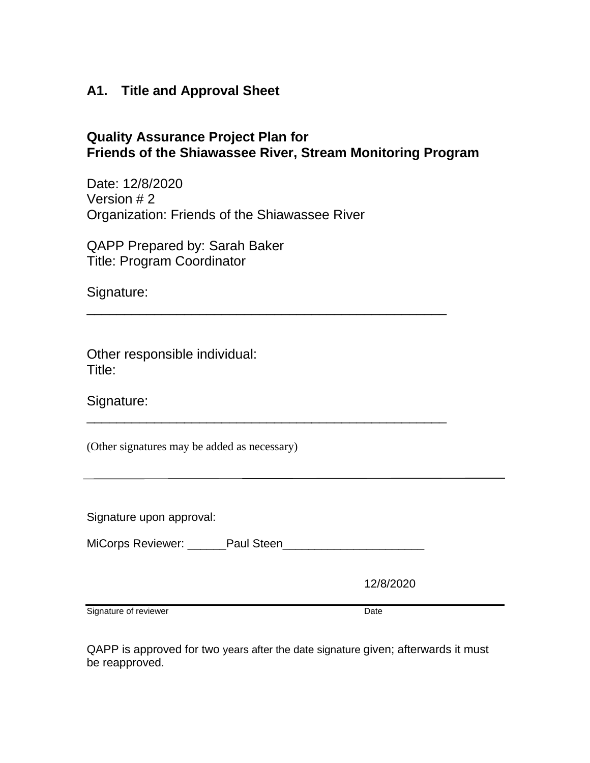## A1. Title and Approval Sheet

### Quality Assurance Project Plan for Friends of the Shiawassee River, Stream Monitoring Program

Date: 12/8/2020
Version # 2
Organization: Friends of the Shiawassee River

QAPP Prepared by: Sarah Baker
Title: Program Coordinator

Signature: ____________________________________________

Other responsible individual:
Title:

Signature: ____________________________________________

(Other signatures may be added as necessary)

---

Signature upon approval:

MiCorps Reviewer: ______Paul Steen______________________

12/8/2020

Signature of reviewer &nbsp;&nbsp;&nbsp;&nbsp;&nbsp;&nbsp;&nbsp;&nbsp;&nbsp;&nbsp; Date

QAPP is approved for two years after the date signature given; afterwards it must be reapproved.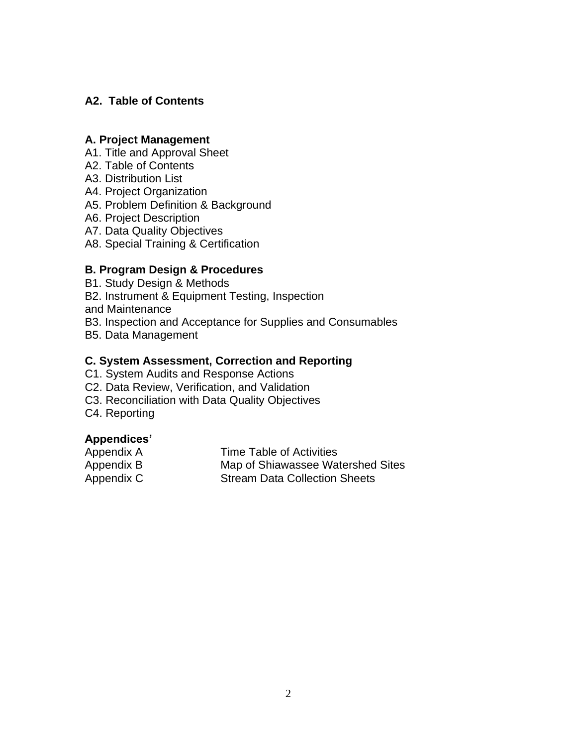## A2. Table of Contents

### A. Project Management

A1. Title and Approval Sheet
A2. Table of Contents
A3. Distribution List
A4. Project Organization
A5. Problem Definition & Background
A6. Project Description
A7. Data Quality Objectives
A8. Special Training & Certification

### B. Program Design & Procedures

B1. Study Design & Methods
B2. Instrument & Equipment Testing, Inspection
and Maintenance
B3. Inspection and Acceptance for Supplies and Consumables
B5. Data Management

### C. System Assessment, Correction and Reporting

C1. System Audits and Response Actions
C2. Data Review, Verification, and Validation
C3. Reconciliation with Data Quality Objectives
C4. Reporting

### Appendices'

| | |
|---|---|
| Appendix A | Time Table of Activities |
| Appendix B | Map of Shiawassee Watershed Sites |
| Appendix C | Stream Data Collection Sheets |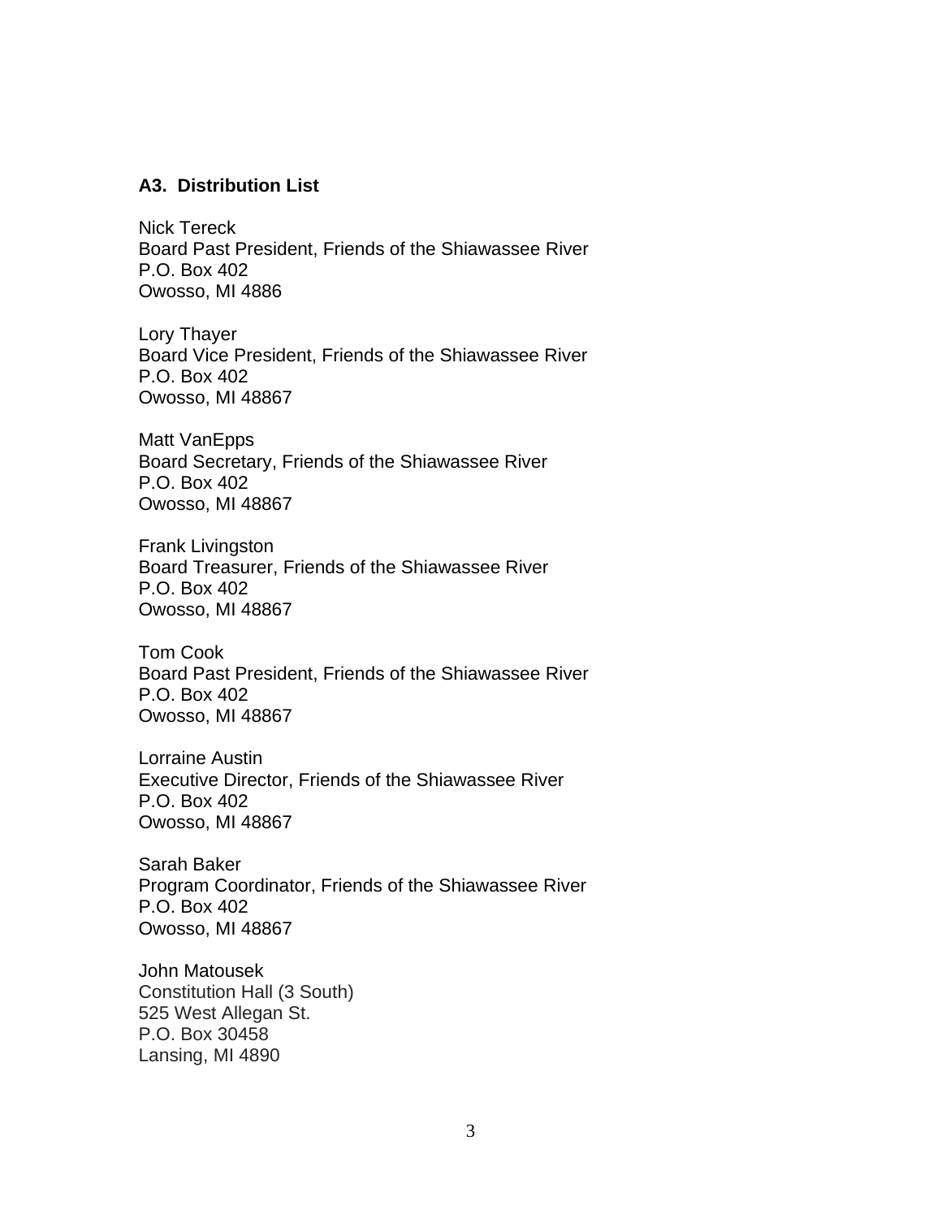### A3. Distribution List

Nick Tereck
Board Past President, Friends of the Shiawassee River
P.O. Box 402
Owosso, MI 4886

Lory Thayer
Board Vice President, Friends of the Shiawassee River
P.O. Box 402
Owosso, MI 48867

Matt VanEpps
Board Secretary, Friends of the Shiawassee River
P.O. Box 402
Owosso, MI 48867

Frank Livingston
Board Treasurer, Friends of the Shiawassee River
P.O. Box 402
Owosso, MI 48867

Tom Cook
Board Past President, Friends of the Shiawassee River
P.O. Box 402
Owosso, MI 48867

Lorraine Austin
Executive Director, Friends of the Shiawassee River
P.O. Box 402
Owosso, MI 48867

Sarah Baker
Program Coordinator, Friends of the Shiawassee River
P.O. Box 402
Owosso, MI 48867

John Matousek
Constitution Hall (3 South)
525 West Allegan St.
P.O. Box 30458
Lansing, MI 4890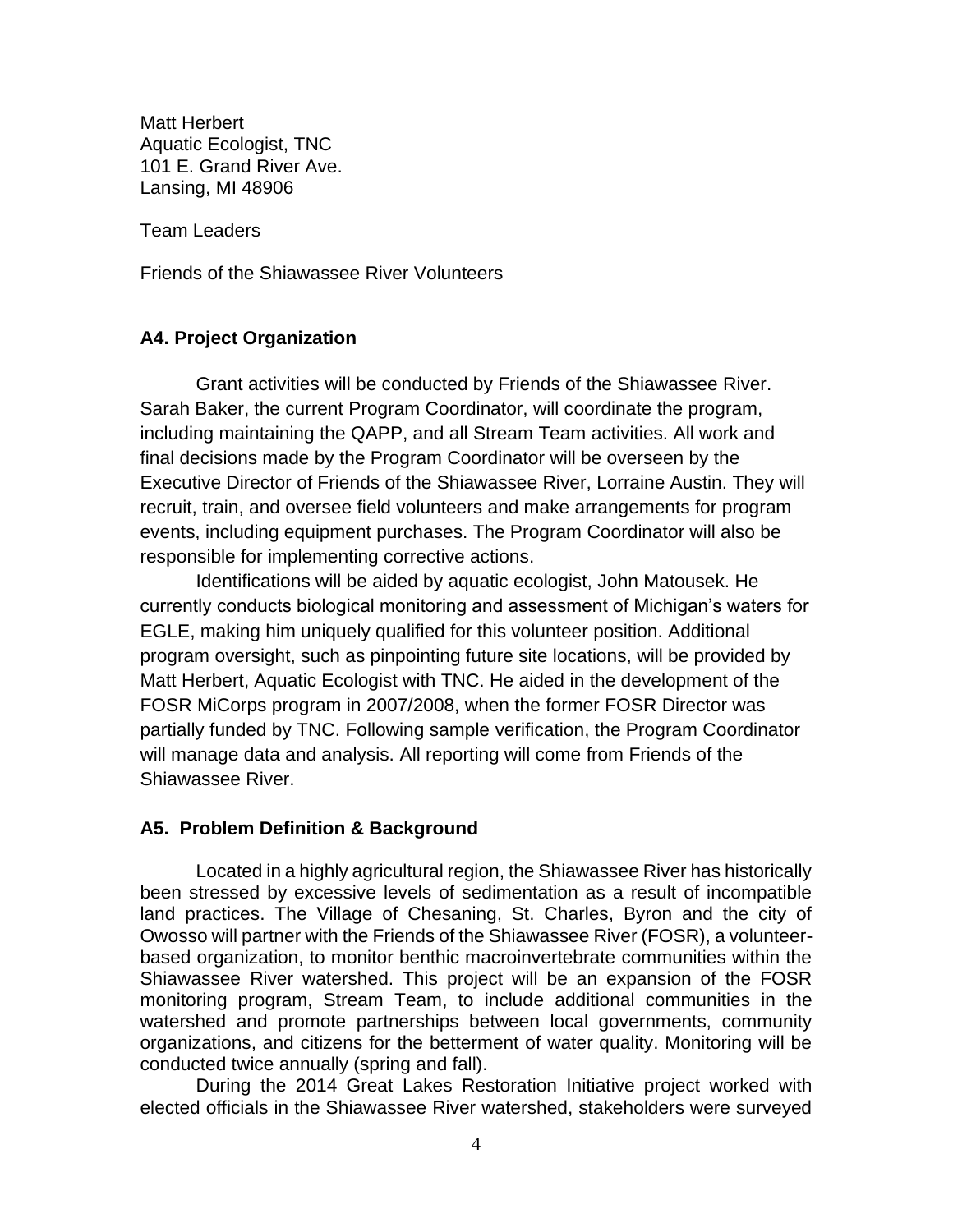Matt Herbert
Aquatic Ecologist, TNC
101 E. Grand River Ave.
Lansing, MI 48906

Team Leaders

Friends of the Shiawassee River Volunteers

## A4. Project Organization

Grant activities will be conducted by Friends of the Shiawassee River. Sarah Baker, the current Program Coordinator, will coordinate the program, including maintaining the QAPP, and all Stream Team activities. All work and final decisions made by the Program Coordinator will be overseen by the Executive Director of Friends of the Shiawassee River, Lorraine Austin. They will recruit, train, and oversee field volunteers and make arrangements for program events, including equipment purchases. The Program Coordinator will also be responsible for implementing corrective actions.

Identifications will be aided by aquatic ecologist, John Matousek. He currently conducts biological monitoring and assessment of Michigan's waters for EGLE, making him uniquely qualified for this volunteer position. Additional program oversight, such as pinpointing future site locations, will be provided by Matt Herbert, Aquatic Ecologist with TNC. He aided in the development of the FOSR MiCorps program in 2007/2008, when the former FOSR Director was partially funded by TNC. Following sample verification, the Program Coordinator will manage data and analysis. All reporting will come from Friends of the Shiawassee River.

## A5. Problem Definition & Background

Located in a highly agricultural region, the Shiawassee River has historically been stressed by excessive levels of sedimentation as a result of incompatible land practices. The Village of Chesaning, St. Charles, Byron and the city of Owosso will partner with the Friends of the Shiawassee River (FOSR), a volunteer-based organization, to monitor benthic macroinvertebrate communities within the Shiawassee River watershed. This project will be an expansion of the FOSR monitoring program, Stream Team, to include additional communities in the watershed and promote partnerships between local governments, community organizations, and citizens for the betterment of water quality. Monitoring will be conducted twice annually (spring and fall).

During the 2014 Great Lakes Restoration Initiative project worked with elected officials in the Shiawassee River watershed, stakeholders were surveyed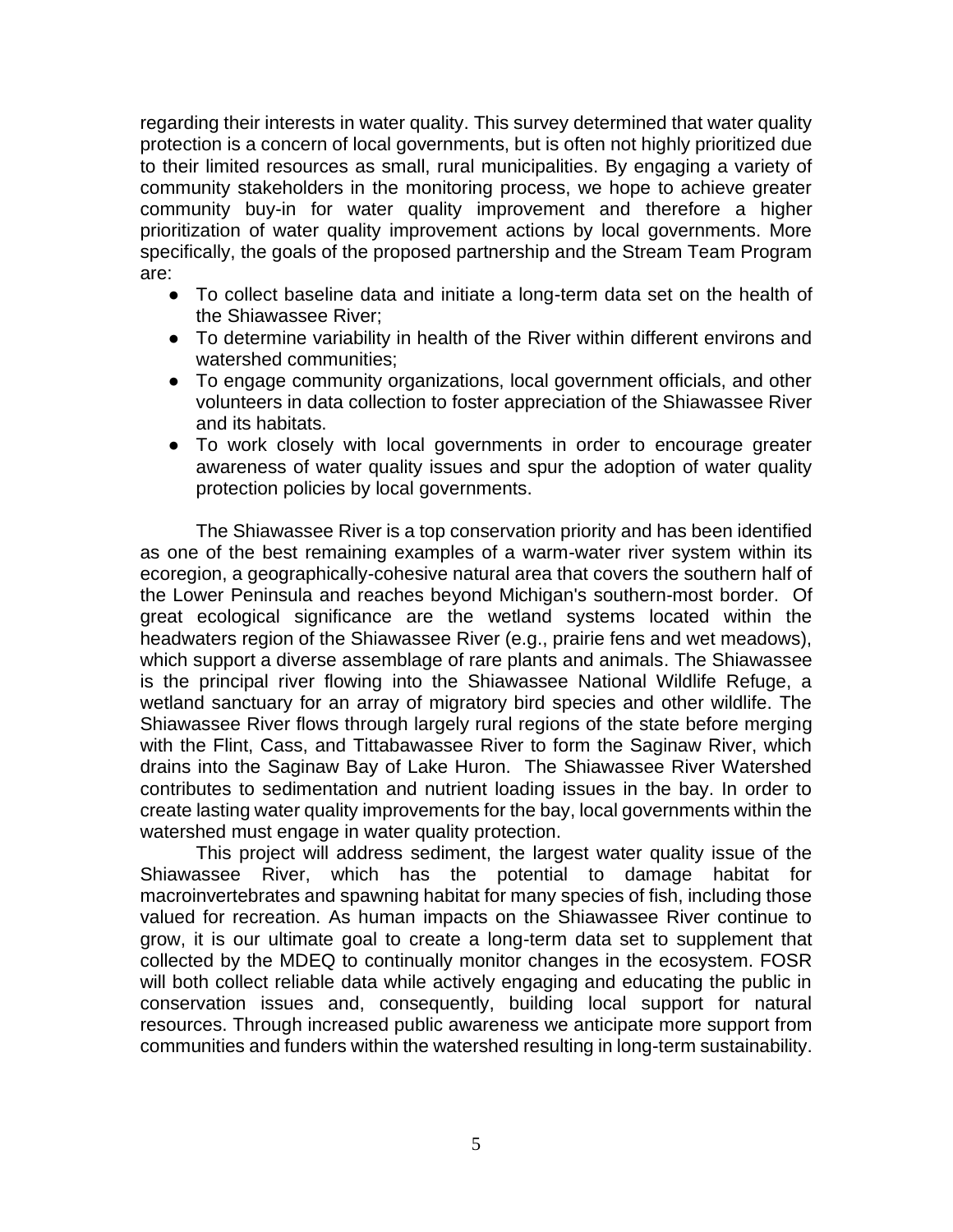regarding their interests in water quality. This survey determined that water quality protection is a concern of local governments, but is often not highly prioritized due to their limited resources as small, rural municipalities. By engaging a variety of community stakeholders in the monitoring process, we hope to achieve greater community buy-in for water quality improvement and therefore a higher prioritization of water quality improvement actions by local governments. More specifically, the goals of the proposed partnership and the Stream Team Program are:

- To collect baseline data and initiate a long-term data set on the health of the Shiawassee River;
- To determine variability in health of the River within different environs and watershed communities;
- To engage community organizations, local government officials, and other volunteers in data collection to foster appreciation of the Shiawassee River and its habitats.
- To work closely with local governments in order to encourage greater awareness of water quality issues and spur the adoption of water quality protection policies by local governments.

The Shiawassee River is a top conservation priority and has been identified as one of the best remaining examples of a warm-water river system within its ecoregion, a geographically-cohesive natural area that covers the southern half of the Lower Peninsula and reaches beyond Michigan's southern-most border. Of great ecological significance are the wetland systems located within the headwaters region of the Shiawassee River (e.g., prairie fens and wet meadows), which support a diverse assemblage of rare plants and animals. The Shiawassee is the principal river flowing into the Shiawassee National Wildlife Refuge, a wetland sanctuary for an array of migratory bird species and other wildlife. The Shiawassee River flows through largely rural regions of the state before merging with the Flint, Cass, and Tittabawassee River to form the Saginaw River, which drains into the Saginaw Bay of Lake Huron. The Shiawassee River Watershed contributes to sedimentation and nutrient loading issues in the bay. In order to create lasting water quality improvements for the bay, local governments within the watershed must engage in water quality protection.

This project will address sediment, the largest water quality issue of the Shiawassee River, which has the potential to damage habitat for macroinvertebrates and spawning habitat for many species of fish, including those valued for recreation. As human impacts on the Shiawassee River continue to grow, it is our ultimate goal to create a long-term data set to supplement that collected by the MDEQ to continually monitor changes in the ecosystem. FOSR will both collect reliable data while actively engaging and educating the public in conservation issues and, consequently, building local support for natural resources. Through increased public awareness we anticipate more support from communities and funders within the watershed resulting in long-term sustainability.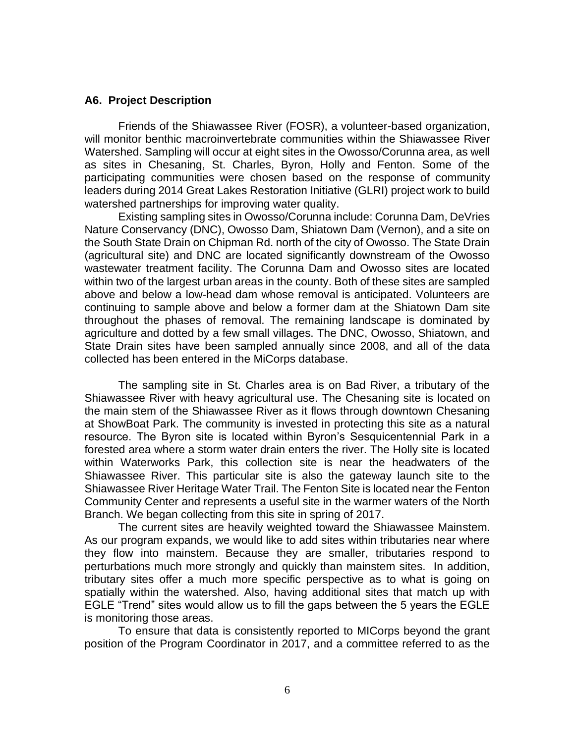### A6. Project Description

Friends of the Shiawassee River (FOSR), a volunteer-based organization, will monitor benthic macroinvertebrate communities within the Shiawassee River Watershed. Sampling will occur at eight sites in the Owosso/Corunna area, as well as sites in Chesaning, St. Charles, Byron, Holly and Fenton. Some of the participating communities were chosen based on the response of community leaders during 2014 Great Lakes Restoration Initiative (GLRI) project work to build watershed partnerships for improving water quality.

Existing sampling sites in Owosso/Corunna include: Corunna Dam, DeVries Nature Conservancy (DNC), Owosso Dam, Shiatown Dam (Vernon), and a site on the South State Drain on Chipman Rd. north of the city of Owosso. The State Drain (agricultural site) and DNC are located significantly downstream of the Owosso wastewater treatment facility. The Corunna Dam and Owosso sites are located within two of the largest urban areas in the county. Both of these sites are sampled above and below a low-head dam whose removal is anticipated. Volunteers are continuing to sample above and below a former dam at the Shiatown Dam site throughout the phases of removal. The remaining landscape is dominated by agriculture and dotted by a few small villages. The DNC, Owosso, Shiatown, and State Drain sites have been sampled annually since 2008, and all of the data collected has been entered in the MiCorps database.

The sampling site in St. Charles area is on Bad River, a tributary of the Shiawassee River with heavy agricultural use. The Chesaning site is located on the main stem of the Shiawassee River as it flows through downtown Chesaning at ShowBoat Park. The community is invested in protecting this site as a natural resource. The Byron site is located within Byron's Sesquicentennial Park in a forested area where a storm water drain enters the river. The Holly site is located within Waterworks Park, this collection site is near the headwaters of the Shiawassee River. This particular site is also the gateway launch site to the Shiawassee River Heritage Water Trail. The Fenton Site is located near the Fenton Community Center and represents a useful site in the warmer waters of the North Branch. We began collecting from this site in spring of 2017.

The current sites are heavily weighted toward the Shiawassee Mainstem. As our program expands, we would like to add sites within tributaries near where they flow into mainstem. Because they are smaller, tributaries respond to perturbations much more strongly and quickly than mainstem sites. In addition, tributary sites offer a much more specific perspective as to what is going on spatially within the watershed. Also, having additional sites that match up with EGLE "Trend" sites would allow us to fill the gaps between the 5 years the EGLE is monitoring those areas.

To ensure that data is consistently reported to MICorps beyond the grant position of the Program Coordinator in 2017, and a committee referred to as the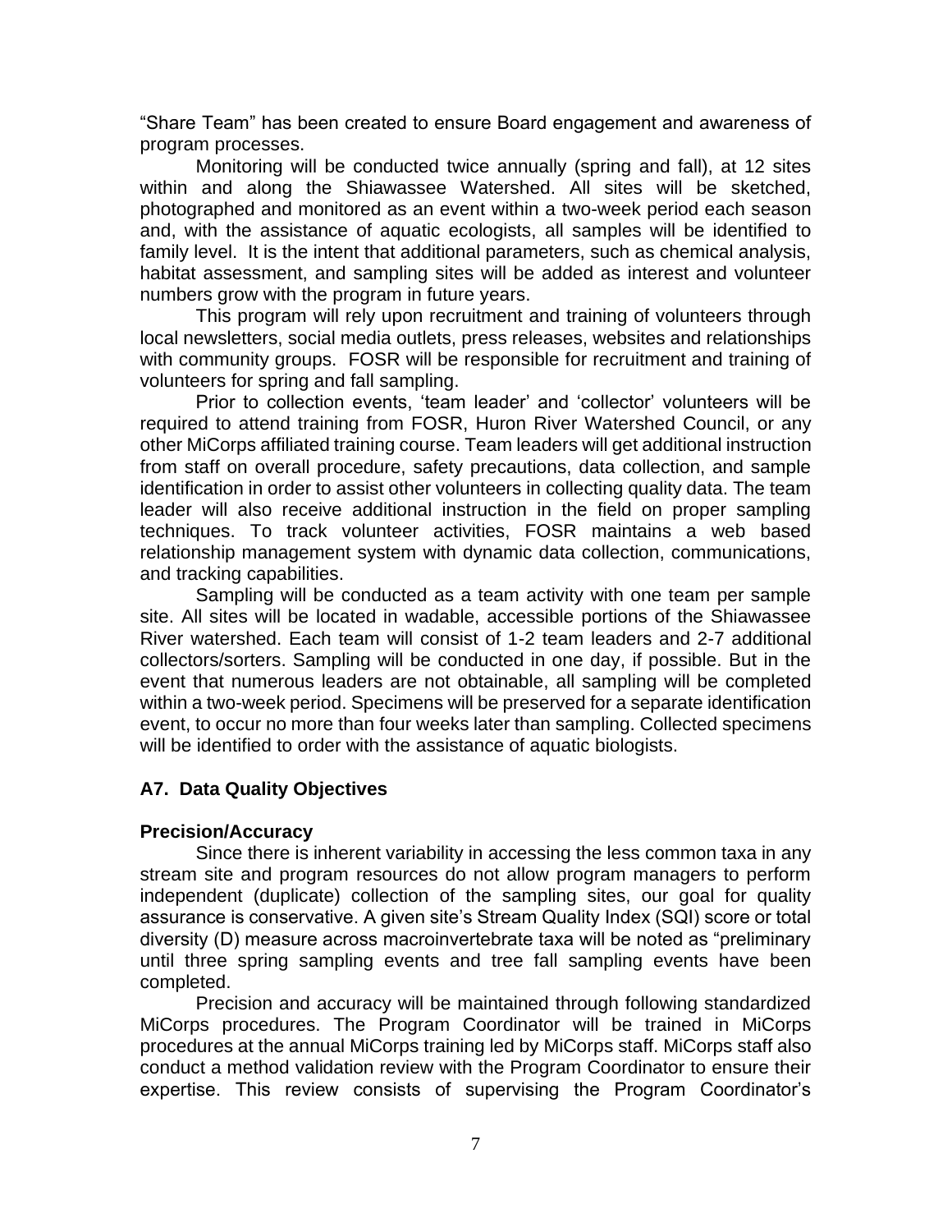"Share Team" has been created to ensure Board engagement and awareness of program processes.

Monitoring will be conducted twice annually (spring and fall), at 12 sites within and along the Shiawassee Watershed. All sites will be sketched, photographed and monitored as an event within a two-week period each season and, with the assistance of aquatic ecologists, all samples will be identified to family level. It is the intent that additional parameters, such as chemical analysis, habitat assessment, and sampling sites will be added as interest and volunteer numbers grow with the program in future years.

This program will rely upon recruitment and training of volunteers through local newsletters, social media outlets, press releases, websites and relationships with community groups. FOSR will be responsible for recruitment and training of volunteers for spring and fall sampling.

Prior to collection events, 'team leader' and 'collector' volunteers will be required to attend training from FOSR, Huron River Watershed Council, or any other MiCorps affiliated training course. Team leaders will get additional instruction from staff on overall procedure, safety precautions, data collection, and sample identification in order to assist other volunteers in collecting quality data. The team leader will also receive additional instruction in the field on proper sampling techniques. To track volunteer activities, FOSR maintains a web based relationship management system with dynamic data collection, communications, and tracking capabilities.

Sampling will be conducted as a team activity with one team per sample site. All sites will be located in wadable, accessible portions of the Shiawassee River watershed. Each team will consist of 1-2 team leaders and 2-7 additional collectors/sorters. Sampling will be conducted in one day, if possible. But in the event that numerous leaders are not obtainable, all sampling will be completed within a two-week period. Specimens will be preserved for a separate identification event, to occur no more than four weeks later than sampling. Collected specimens will be identified to order with the assistance of aquatic biologists.

## A7. Data Quality Objectives

### Precision/Accuracy

Since there is inherent variability in accessing the less common taxa in any stream site and program resources do not allow program managers to perform independent (duplicate) collection of the sampling sites, our goal for quality assurance is conservative. A given site's Stream Quality Index (SQI) score or total diversity (D) measure across macroinvertebrate taxa will be noted as "preliminary until three spring sampling events and tree fall sampling events have been completed.

Precision and accuracy will be maintained through following standardized MiCorps procedures. The Program Coordinator will be trained in MiCorps procedures at the annual MiCorps training led by MiCorps staff. MiCorps staff also conduct a method validation review with the Program Coordinator to ensure their expertise. This review consists of supervising the Program Coordinator's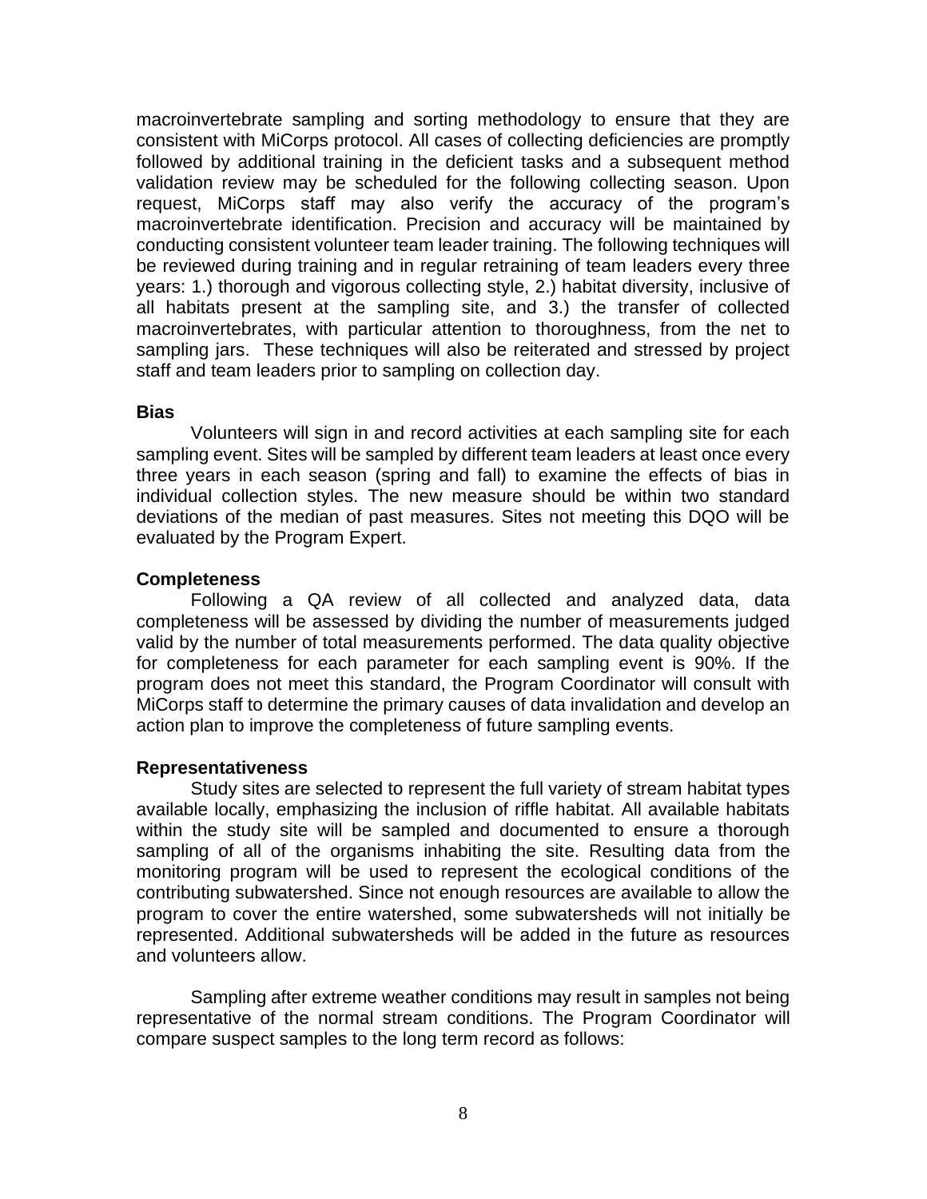macroinvertebrate sampling and sorting methodology to ensure that they are consistent with MiCorps protocol. All cases of collecting deficiencies are promptly followed by additional training in the deficient tasks and a subsequent method validation review may be scheduled for the following collecting season. Upon request, MiCorps staff may also verify the accuracy of the program's macroinvertebrate identification. Precision and accuracy will be maintained by conducting consistent volunteer team leader training. The following techniques will be reviewed during training and in regular retraining of team leaders every three years: 1.) thorough and vigorous collecting style, 2.) habitat diversity, inclusive of all habitats present at the sampling site, and 3.) the transfer of collected macroinvertebrates, with particular attention to thoroughness, from the net to sampling jars. These techniques will also be reiterated and stressed by project staff and team leaders prior to sampling on collection day.

**Bias**

Volunteers will sign in and record activities at each sampling site for each sampling event. Sites will be sampled by different team leaders at least once every three years in each season (spring and fall) to examine the effects of bias in individual collection styles. The new measure should be within two standard deviations of the median of past measures. Sites not meeting this DQO will be evaluated by the Program Expert.

**Completeness**

Following a QA review of all collected and analyzed data, data completeness will be assessed by dividing the number of measurements judged valid by the number of total measurements performed. The data quality objective for completeness for each parameter for each sampling event is 90%. If the program does not meet this standard, the Program Coordinator will consult with MiCorps staff to determine the primary causes of data invalidation and develop an action plan to improve the completeness of future sampling events.

**Representativeness**

Study sites are selected to represent the full variety of stream habitat types available locally, emphasizing the inclusion of riffle habitat. All available habitats within the study site will be sampled and documented to ensure a thorough sampling of all of the organisms inhabiting the site. Resulting data from the monitoring program will be used to represent the ecological conditions of the contributing subwatershed. Since not enough resources are available to allow the program to cover the entire watershed, some subwatersheds will not initially be represented. Additional subwatersheds will be added in the future as resources and volunteers allow.

Sampling after extreme weather conditions may result in samples not being representative of the normal stream conditions. The Program Coordinator will compare suspect samples to the long term record as follows: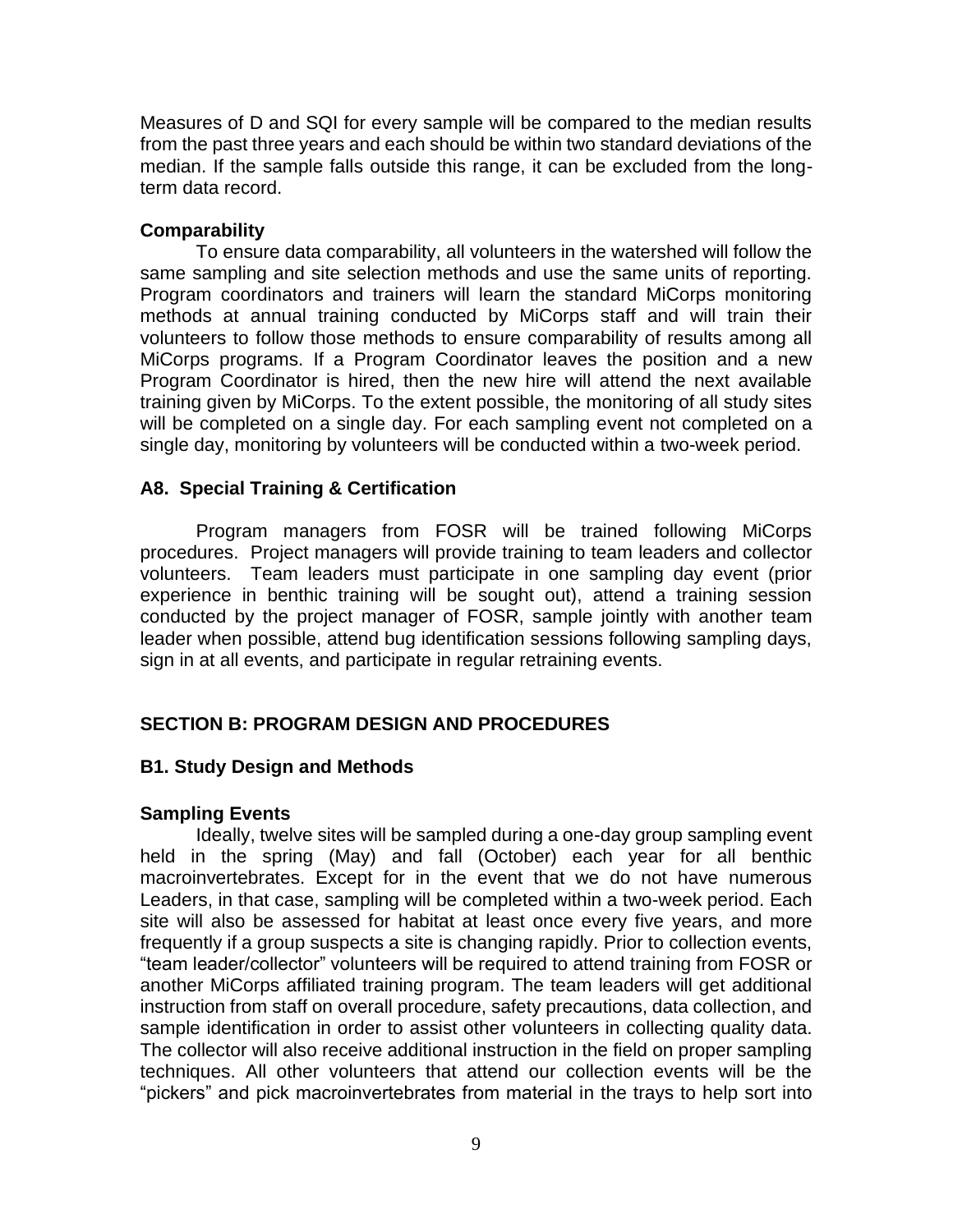Measures of D and SQI for every sample will be compared to the median results from the past three years and each should be within two standard deviations of the median. If the sample falls outside this range, it can be excluded from the long-term data record.

**Comparability**

To ensure data comparability, all volunteers in the watershed will follow the same sampling and site selection methods and use the same units of reporting. Program coordinators and trainers will learn the standard MiCorps monitoring methods at annual training conducted by MiCorps staff and will train their volunteers to follow those methods to ensure comparability of results among all MiCorps programs. If a Program Coordinator leaves the position and a new Program Coordinator is hired, then the new hire will attend the next available training given by MiCorps. To the extent possible, the monitoring of all study sites will be completed on a single day. For each sampling event not completed on a single day, monitoring by volunteers will be conducted within a two-week period.

### A8. Special Training & Certification

Program managers from FOSR will be trained following MiCorps procedures. Project managers will provide training to team leaders and collector volunteers. Team leaders must participate in one sampling day event (prior experience in benthic training will be sought out), attend a training session conducted by the project manager of FOSR, sample jointly with another team leader when possible, attend bug identification sessions following sampling days, sign in at all events, and participate in regular retraining events.

## SECTION B: PROGRAM DESIGN AND PROCEDURES

### B1. Study Design and Methods

**Sampling Events**

Ideally, twelve sites will be sampled during a one-day group sampling event held in the spring (May) and fall (October) each year for all benthic macroinvertebrates. Except for in the event that we do not have numerous Leaders, in that case, sampling will be completed within a two-week period. Each site will also be assessed for habitat at least once every five years, and more frequently if a group suspects a site is changing rapidly. Prior to collection events, "team leader/collector" volunteers will be required to attend training from FOSR or another MiCorps affiliated training program. The team leaders will get additional instruction from staff on overall procedure, safety precautions, data collection, and sample identification in order to assist other volunteers in collecting quality data. The collector will also receive additional instruction in the field on proper sampling techniques. All other volunteers that attend our collection events will be the "pickers" and pick macroinvertebrates from material in the trays to help sort into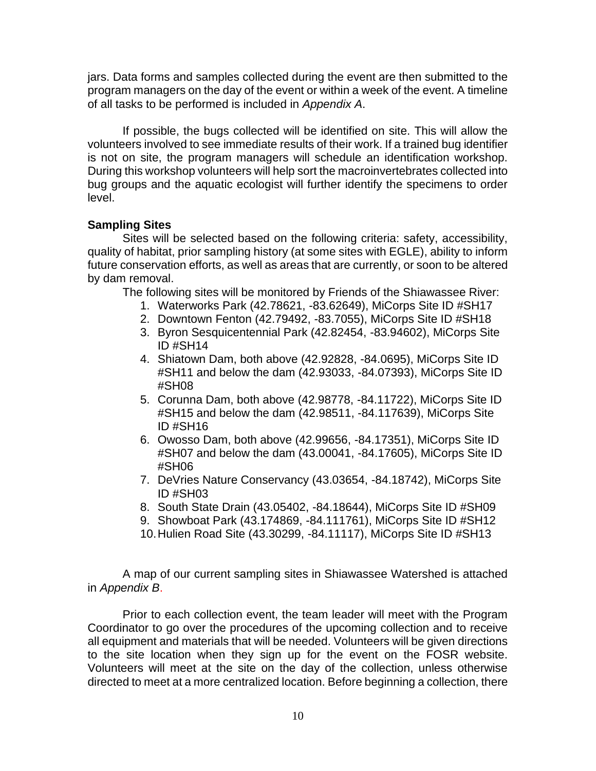jars. Data forms and samples collected during the event are then submitted to the program managers on the day of the event or within a week of the event. A timeline of all tasks to be performed is included in *Appendix A*.

If possible, the bugs collected will be identified on site. This will allow the volunteers involved to see immediate results of their work. If a trained bug identifier is not on site, the program managers will schedule an identification workshop. During this workshop volunteers will help sort the macroinvertebrates collected into bug groups and the aquatic ecologist will further identify the specimens to order level.

**Sampling Sites**

Sites will be selected based on the following criteria: safety, accessibility, quality of habitat, prior sampling history (at some sites with EGLE), ability to inform future conservation efforts, as well as areas that are currently, or soon to be altered by dam removal.

The following sites will be monitored by Friends of the Shiawassee River:

1. Waterworks Park (42.78621, -83.62649), MiCorps Site ID #SH17
2. Downtown Fenton (42.79492, -83.7055), MiCorps Site ID #SH18
3. Byron Sesquicentennial Park (42.82454, -83.94602), MiCorps Site ID #SH14
4. Shiatown Dam, both above (42.92828, -84.0695), MiCorps Site ID #SH11 and below the dam (42.93033, -84.07393), MiCorps Site ID #SH08
5. Corunna Dam, both above (42.98778, -84.11722), MiCorps Site ID #SH15 and below the dam (42.98511, -84.117639), MiCorps Site ID #SH16
6. Owosso Dam, both above (42.99656, -84.17351), MiCorps Site ID #SH07 and below the dam (43.00041, -84.17605), MiCorps Site ID #SH06
7. DeVries Nature Conservancy (43.03654, -84.18742), MiCorps Site ID #SH03
8. South State Drain (43.05402, -84.18644), MiCorps Site ID #SH09
9. Showboat Park (43.174869, -84.111761), MiCorps Site ID #SH12
10. Hulien Road Site (43.30299, -84.11117), MiCorps Site ID #SH13

A map of our current sampling sites in Shiawassee Watershed is attached in *Appendix B*.

Prior to each collection event, the team leader will meet with the Program Coordinator to go over the procedures of the upcoming collection and to receive all equipment and materials that will be needed. Volunteers will be given directions to the site location when they sign up for the event on the FOSR website. Volunteers will meet at the site on the day of the collection, unless otherwise directed to meet at a more centralized location. Before beginning a collection, there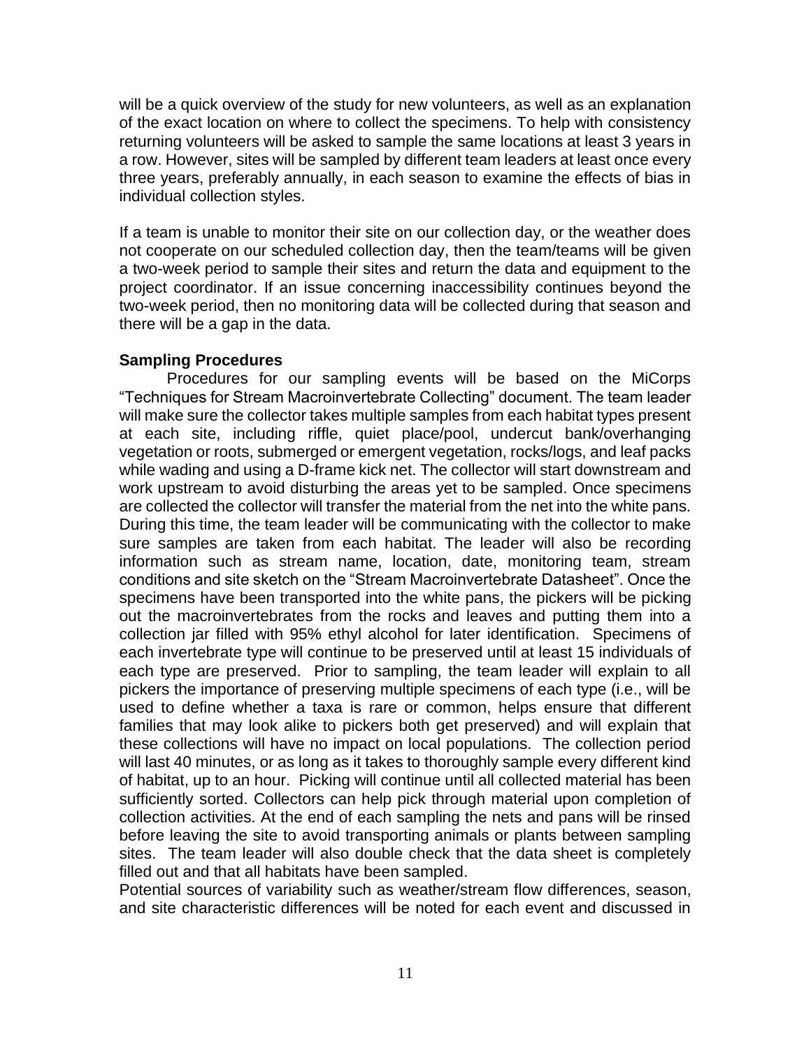will be a quick overview of the study for new volunteers, as well as an explanation of the exact location on where to collect the specimens. To help with consistency returning volunteers will be asked to sample the same locations at least 3 years in a row. However, sites will be sampled by different team leaders at least once every three years, preferably annually, in each season to examine the effects of bias in individual collection styles.

If a team is unable to monitor their site on our collection day, or the weather does not cooperate on our scheduled collection day, then the team/teams will be given a two-week period to sample their sites and return the data and equipment to the project coordinator. If an issue concerning inaccessibility continues beyond the two-week period, then no monitoring data will be collected during that season and there will be a gap in the data.

**Sampling Procedures**

Procedures for our sampling events will be based on the MiCorps "Techniques for Stream Macroinvertebrate Collecting" document. The team leader will make sure the collector takes multiple samples from each habitat types present at each site, including riffle, quiet place/pool, undercut bank/overhanging vegetation or roots, submerged or emergent vegetation, rocks/logs, and leaf packs while wading and using a D-frame kick net. The collector will start downstream and work upstream to avoid disturbing the areas yet to be sampled. Once specimens are collected the collector will transfer the material from the net into the white pans. During this time, the team leader will be communicating with the collector to make sure samples are taken from each habitat. The leader will also be recording information such as stream name, location, date, monitoring team, stream conditions and site sketch on the "Stream Macroinvertebrate Datasheet". Once the specimens have been transported into the white pans, the pickers will be picking out the macroinvertebrates from the rocks and leaves and putting them into a collection jar filled with 95% ethyl alcohol for later identification. Specimens of each invertebrate type will continue to be preserved until at least 15 individuals of each type are preserved. Prior to sampling, the team leader will explain to all pickers the importance of preserving multiple specimens of each type (i.e., will be used to define whether a taxa is rare or common, helps ensure that different families that may look alike to pickers both get preserved) and will explain that these collections will have no impact on local populations. The collection period will last 40 minutes, or as long as it takes to thoroughly sample every different kind of habitat, up to an hour. Picking will continue until all collected material has been sufficiently sorted. Collectors can help pick through material upon completion of collection activities. At the end of each sampling the nets and pans will be rinsed before leaving the site to avoid transporting animals or plants between sampling sites. The team leader will also double check that the data sheet is completely filled out and that all habitats have been sampled.

Potential sources of variability such as weather/stream flow differences, season, and site characteristic differences will be noted for each event and discussed in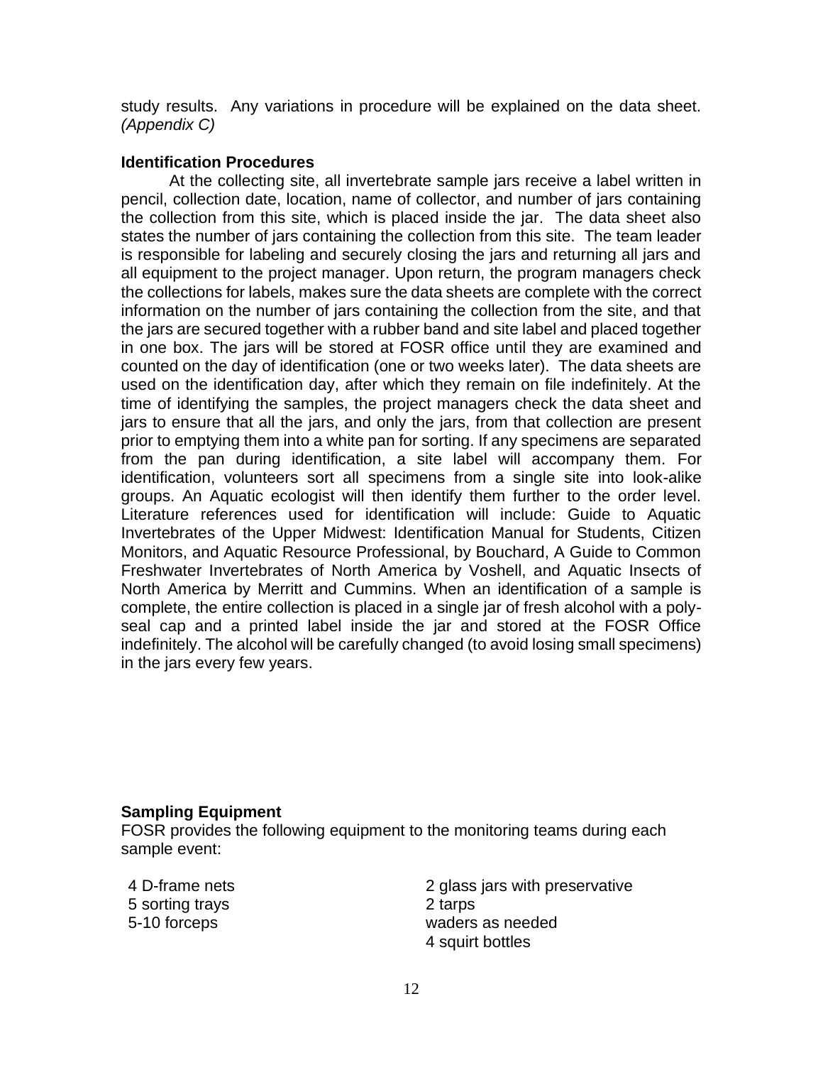study results. Any variations in procedure will be explained on the data sheet. *(Appendix C)*

**Identification Procedures**

At the collecting site, all invertebrate sample jars receive a label written in pencil, collection date, location, name of collector, and number of jars containing the collection from this site, which is placed inside the jar. The data sheet also states the number of jars containing the collection from this site. The team leader is responsible for labeling and securely closing the jars and returning all jars and all equipment to the project manager. Upon return, the program managers check the collections for labels, makes sure the data sheets are complete with the correct information on the number of jars containing the collection from the site, and that the jars are secured together with a rubber band and site label and placed together in one box. The jars will be stored at FOSR office until they are examined and counted on the day of identification (one or two weeks later). The data sheets are used on the identification day, after which they remain on file indefinitely. At the time of identifying the samples, the project managers check the data sheet and jars to ensure that all the jars, and only the jars, from that collection are present prior to emptying them into a white pan for sorting. If any specimens are separated from the pan during identification, a site label will accompany them. For identification, volunteers sort all specimens from a single site into look-alike groups. An Aquatic ecologist will then identify them further to the order level. Literature references used for identification will include: Guide to Aquatic Invertebrates of the Upper Midwest: Identification Manual for Students, Citizen Monitors, and Aquatic Resource Professional, by Bouchard, A Guide to Common Freshwater Invertebrates of North America by Voshell, and Aquatic Insects of North America by Merritt and Cummins. When an identification of a sample is complete, the entire collection is placed in a single jar of fresh alcohol with a poly-seal cap and a printed label inside the jar and stored at the FOSR Office indefinitely. The alcohol will be carefully changed (to avoid losing small specimens) in the jars every few years.

**Sampling Equipment**

FOSR provides the following equipment to the monitoring teams during each sample event:

- 4 D-frame nets
- 5 sorting trays
- 5-10 forceps
- 2 glass jars with preservative
- 2 tarps
- waders as needed
- 4 squirt bottles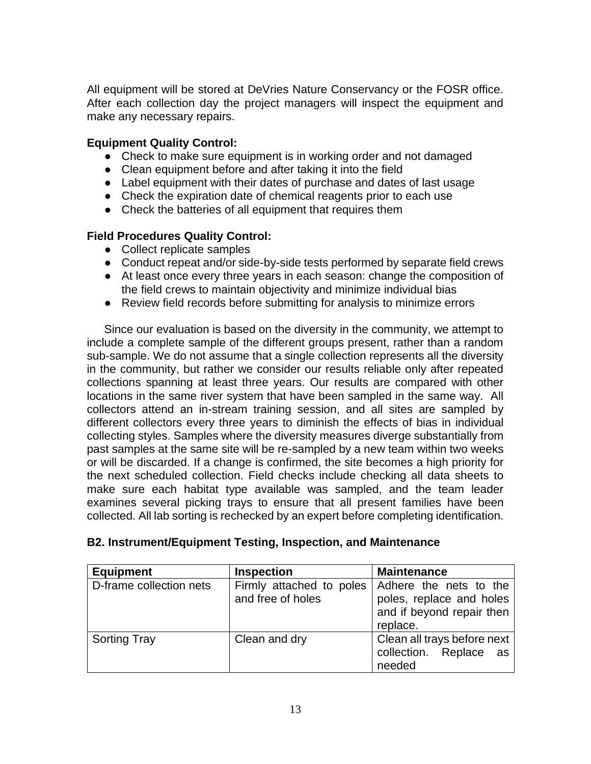All equipment will be stored at DeVries Nature Conservancy or the FOSR office. After each collection day the project managers will inspect the equipment and make any necessary repairs.

**Equipment Quality Control:**

- Check to make sure equipment is in working order and not damaged
- Clean equipment before and after taking it into the field
- Label equipment with their dates of purchase and dates of last usage
- Check the expiration date of chemical reagents prior to each use
- Check the batteries of all equipment that requires them

**Field Procedures Quality Control:**

- Collect replicate samples
- Conduct repeat and/or side-by-side tests performed by separate field crews
- At least once every three years in each season: change the composition of the field crews to maintain objectivity and minimize individual bias
- Review field records before submitting for analysis to minimize errors

Since our evaluation is based on the diversity in the community, we attempt to include a complete sample of the different groups present, rather than a random sub-sample. We do not assume that a single collection represents all the diversity in the community, but rather we consider our results reliable only after repeated collections spanning at least three years. Our results are compared with other locations in the same river system that have been sampled in the same way. All collectors attend an in-stream training session, and all sites are sampled by different collectors every three years to diminish the effects of bias in individual collecting styles. Samples where the diversity measures diverge substantially from past samples at the same site will be re-sampled by a new team within two weeks or will be discarded. If a change is confirmed, the site becomes a high priority for the next scheduled collection. Field checks include checking all data sheets to make sure each habitat type available was sampled, and the team leader examines several picking trays to ensure that all present families have been collected. All lab sorting is rechecked by an expert before completing identification.

## B2. Instrument/Equipment Testing, Inspection, and Maintenance

| Equipment | Inspection | Maintenance |
|---|---|---|
| D-frame collection nets | Firmly attached to poles and free of holes | Adhere the nets to the poles, replace and holes and if beyond repair then replace. |
| Sorting Tray | Clean and dry | Clean all trays before next collection. Replace as needed |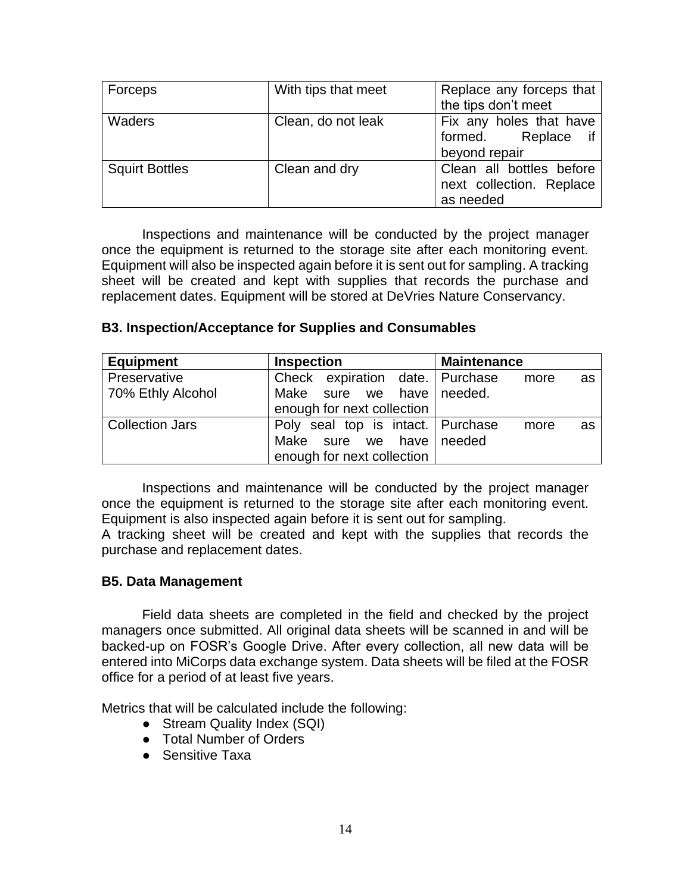| Forceps | With tips that meet | Replace any forceps that the tips don't meet |
|---|---|---|
| Waders | Clean, do not leak | Fix any holes that have formed. Replace if beyond repair |
| Squirt Bottles | Clean and dry | Clean all bottles before next collection. Replace as needed |

Inspections and maintenance will be conducted by the project manager once the equipment is returned to the storage site after each monitoring event. Equipment will also be inspected again before it is sent out for sampling. A tracking sheet will be created and kept with supplies that records the purchase and replacement dates. Equipment will be stored at DeVries Nature Conservancy.

### B3. Inspection/Acceptance for Supplies and Consumables

| Equipment | Inspection | Maintenance |
|---|---|---|
| Preservative<br>70% Ethly Alcohol | Check expiration date. Make sure we have enough for next collection | Purchase more as needed. |
| Collection Jars | Poly seal top is intact. Make sure we have enough for next collection | Purchase more as needed |

Inspections and maintenance will be conducted by the project manager once the equipment is returned to the storage site after each monitoring event. Equipment is also inspected again before it is sent out for sampling.
A tracking sheet will be created and kept with the supplies that records the purchase and replacement dates.

### B5. Data Management

Field data sheets are completed in the field and checked by the project managers once submitted. All original data sheets will be scanned in and will be backed-up on FOSR's Google Drive. After every collection, all new data will be entered into MiCorps data exchange system. Data sheets will be filed at the FOSR office for a period of at least five years.

Metrics that will be calculated include the following:

- Stream Quality Index (SQI)
- Total Number of Orders
- Sensitive Taxa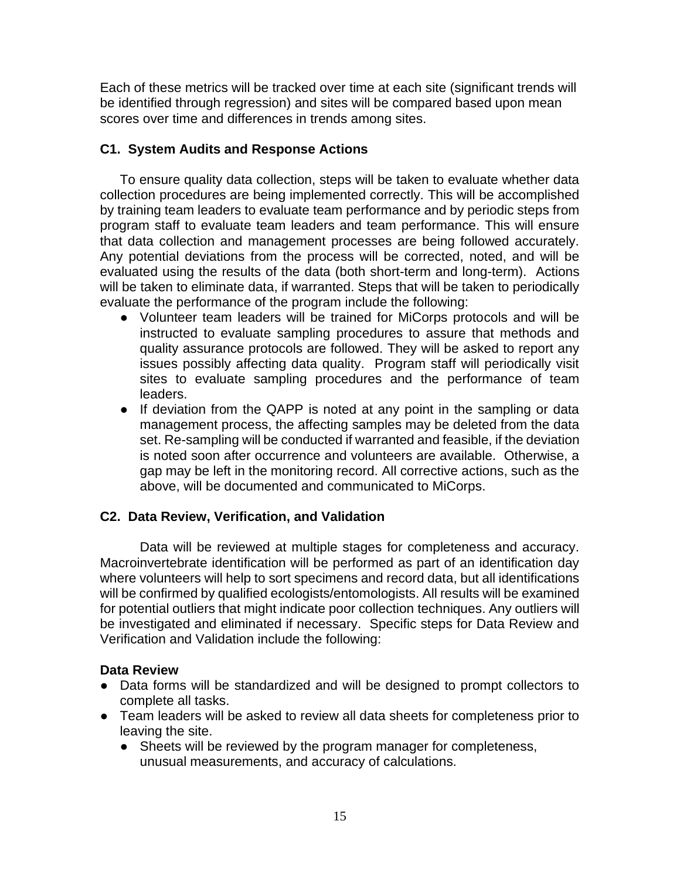Each of these metrics will be tracked over time at each site (significant trends will be identified through regression) and sites will be compared based upon mean scores over time and differences in trends among sites.

### C1. System Audits and Response Actions

To ensure quality data collection, steps will be taken to evaluate whether data collection procedures are being implemented correctly. This will be accomplished by training team leaders to evaluate team performance and by periodic steps from program staff to evaluate team leaders and team performance. This will ensure that data collection and management processes are being followed accurately. Any potential deviations from the process will be corrected, noted, and will be evaluated using the results of the data (both short-term and long-term). Actions will be taken to eliminate data, if warranted. Steps that will be taken to periodically evaluate the performance of the program include the following:

- Volunteer team leaders will be trained for MiCorps protocols and will be instructed to evaluate sampling procedures to assure that methods and quality assurance protocols are followed. They will be asked to report any issues possibly affecting data quality. Program staff will periodically visit sites to evaluate sampling procedures and the performance of team leaders.
- If deviation from the QAPP is noted at any point in the sampling or data management process, the affecting samples may be deleted from the data set. Re-sampling will be conducted if warranted and feasible, if the deviation is noted soon after occurrence and volunteers are available. Otherwise, a gap may be left in the monitoring record. All corrective actions, such as the above, will be documented and communicated to MiCorps.

### C2. Data Review, Verification, and Validation

Data will be reviewed at multiple stages for completeness and accuracy. Macroinvertebrate identification will be performed as part of an identification day where volunteers will help to sort specimens and record data, but all identifications will be confirmed by qualified ecologists/entomologists. All results will be examined for potential outliers that might indicate poor collection techniques. Any outliers will be investigated and eliminated if necessary. Specific steps for Data Review and Verification and Validation include the following:

**Data Review**

- Data forms will be standardized and will be designed to prompt collectors to complete all tasks.
- Team leaders will be asked to review all data sheets for completeness prior to leaving the site.
  - Sheets will be reviewed by the program manager for completeness, unusual measurements, and accuracy of calculations.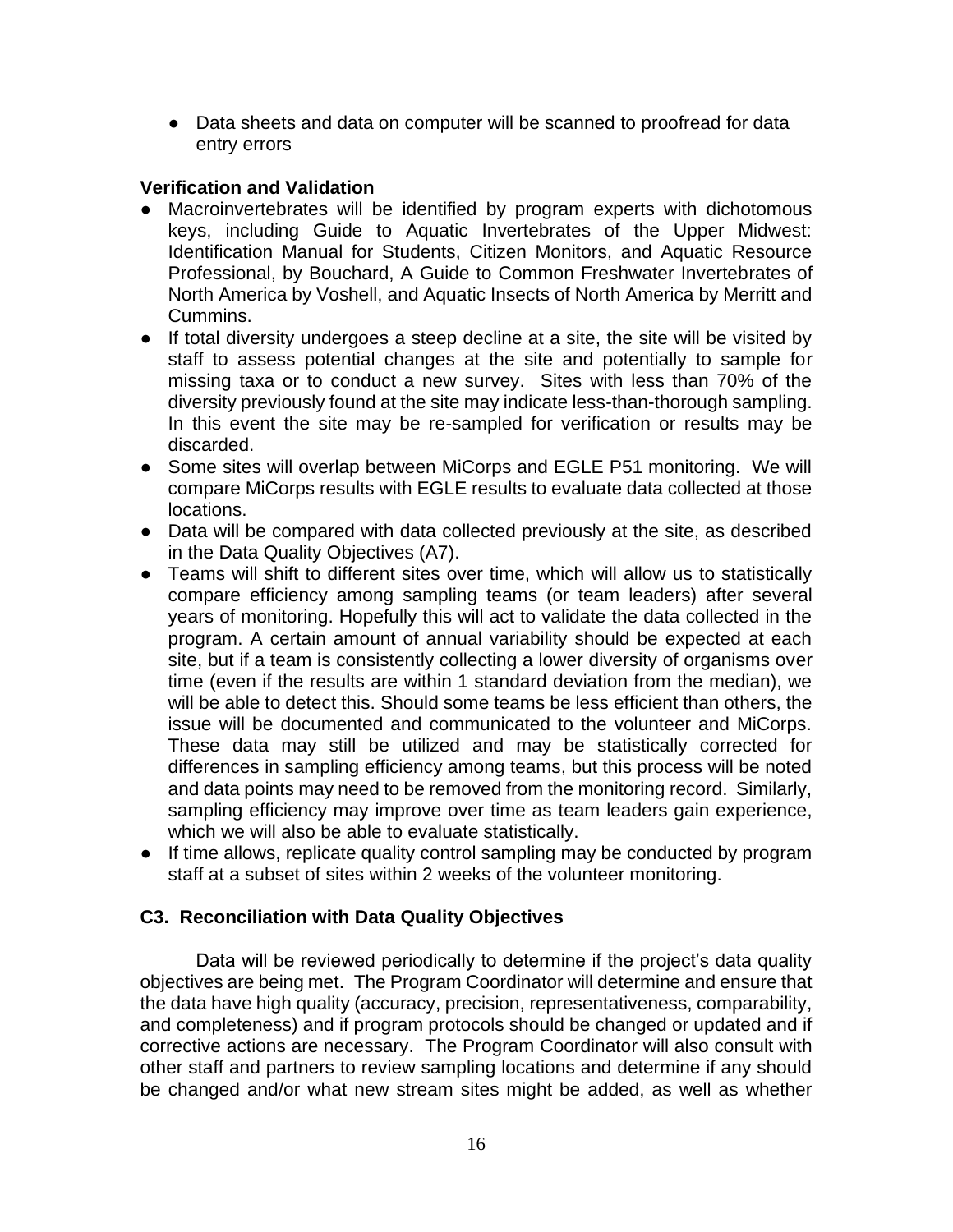- Data sheets and data on computer will be scanned to proofread for data entry errors

**Verification and Validation**

- Macroinvertebrates will be identified by program experts with dichotomous keys, including Guide to Aquatic Invertebrates of the Upper Midwest: Identification Manual for Students, Citizen Monitors, and Aquatic Resource Professional, by Bouchard, A Guide to Common Freshwater Invertebrates of North America by Voshell, and Aquatic Insects of North America by Merritt and Cummins.
- If total diversity undergoes a steep decline at a site, the site will be visited by staff to assess potential changes at the site and potentially to sample for missing taxa or to conduct a new survey. Sites with less than 70% of the diversity previously found at the site may indicate less-than-thorough sampling. In this event the site may be re-sampled for verification or results may be discarded.
- Some sites will overlap between MiCorps and EGLE P51 monitoring. We will compare MiCorps results with EGLE results to evaluate data collected at those locations.
- Data will be compared with data collected previously at the site, as described in the Data Quality Objectives (A7).
- Teams will shift to different sites over time, which will allow us to statistically compare efficiency among sampling teams (or team leaders) after several years of monitoring. Hopefully this will act to validate the data collected in the program. A certain amount of annual variability should be expected at each site, but if a team is consistently collecting a lower diversity of organisms over time (even if the results are within 1 standard deviation from the median), we will be able to detect this. Should some teams be less efficient than others, the issue will be documented and communicated to the volunteer and MiCorps. These data may still be utilized and may be statistically corrected for differences in sampling efficiency among teams, but this process will be noted and data points may need to be removed from the monitoring record. Similarly, sampling efficiency may improve over time as team leaders gain experience, which we will also be able to evaluate statistically.
- If time allows, replicate quality control sampling may be conducted by program staff at a subset of sites within 2 weeks of the volunteer monitoring.

### C3. Reconciliation with Data Quality Objectives

Data will be reviewed periodically to determine if the project's data quality objectives are being met. The Program Coordinator will determine and ensure that the data have high quality (accuracy, precision, representativeness, comparability, and completeness) and if program protocols should be changed or updated and if corrective actions are necessary. The Program Coordinator will also consult with other staff and partners to review sampling locations and determine if any should be changed and/or what new stream sites might be added, as well as whether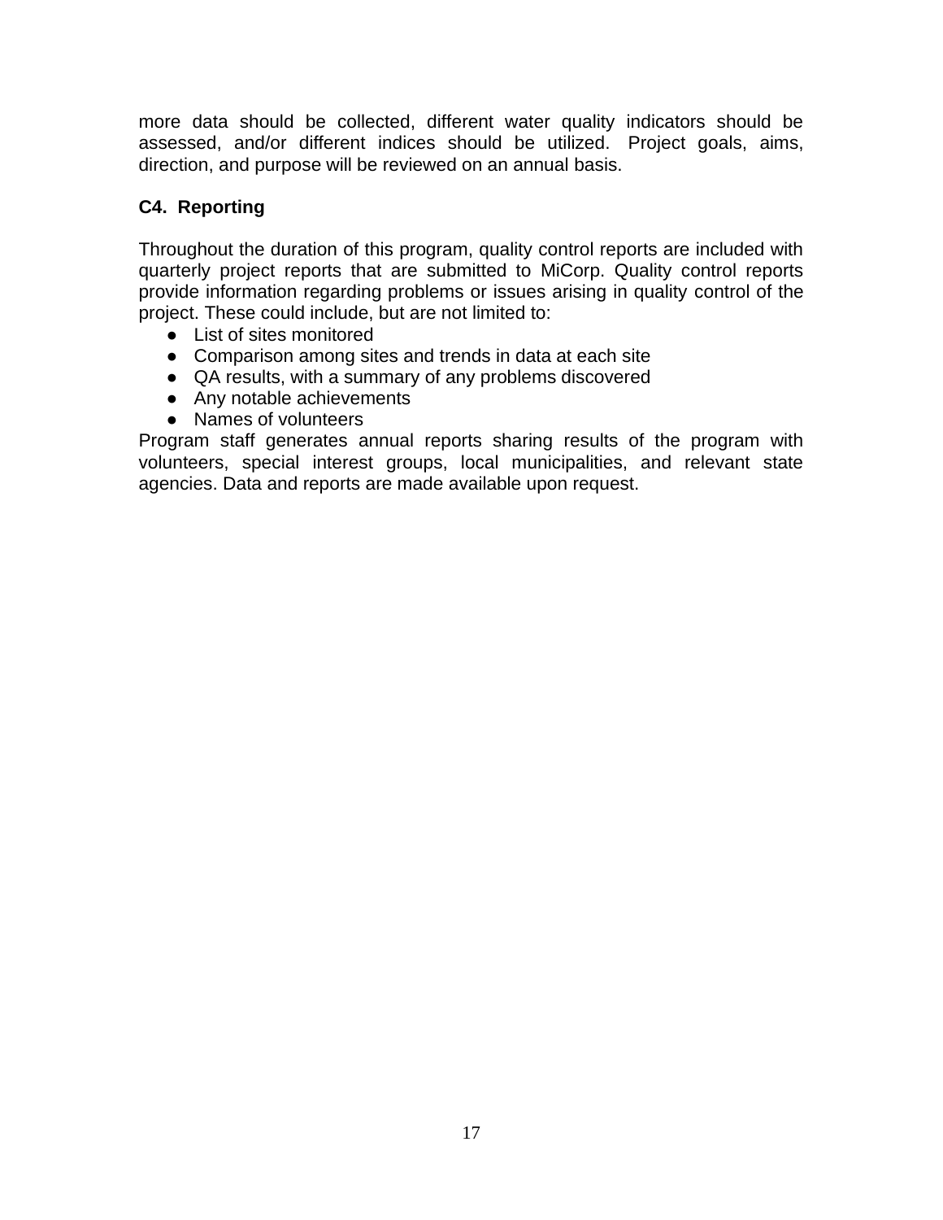more data should be collected, different water quality indicators should be assessed, and/or different indices should be utilized. Project goals, aims, direction, and purpose will be reviewed on an annual basis.

### C4. Reporting

Throughout the duration of this program, quality control reports are included with quarterly project reports that are submitted to MiCorp. Quality control reports provide information regarding problems or issues arising in quality control of the project. These could include, but are not limited to:

- List of sites monitored
- Comparison among sites and trends in data at each site
- QA results, with a summary of any problems discovered
- Any notable achievements
- Names of volunteers

Program staff generates annual reports sharing results of the program with volunteers, special interest groups, local municipalities, and relevant state agencies. Data and reports are made available upon request.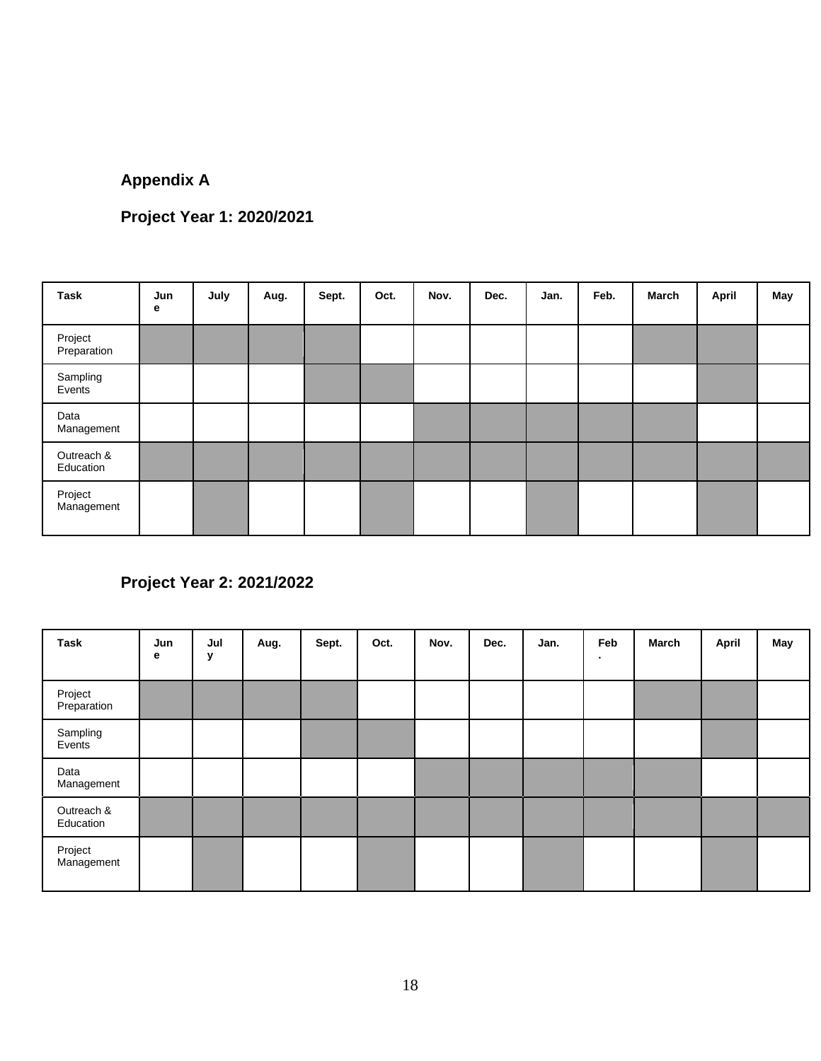## Appendix A

### Project Year 1: 2020/2021

| Task | June | July | Aug. | Sept. | Oct. | Nov. | Dec. | Jan. | Feb. | March | April | May |
|---|---|---|---|---|---|---|---|---|---|---|---|---|
| Project Preparation | ■ | ■ | ■ | ■ | | | | | | ■ | ■ | |
| Sampling Events | | | | ■ | ■ | | | | | | ■ | |
| Data Management | | | | | | ■ | ■ | ■ | ■ | ■ | | |
| Outreach & Education | ■ | ■ | ■ | ■ | ■ | ■ | ■ | ■ | ■ | ■ | ■ | ■ |
| Project Management | | ■ | | | ■ | | | ■ | | | ■ | |

### Project Year 2: 2021/2022

| Task | June | July | Aug. | Sept. | Oct. | Nov. | Dec. | Jan. | Feb. | March | April | May |
|---|---|---|---|---|---|---|---|---|---|---|---|---|
| Project Preparation | ■ | ■ | ■ | ■ | | | | | | ■ | ■ | |
| Sampling Events | | | | ■ | ■ | | | | | | ■ | |
| Data Management | | | | | | ■ | ■ | ■ | ■ | ■ | | |
| Outreach & Education | ■ | ■ | ■ | ■ | ■ | ■ | ■ | ■ | ■ | ■ | ■ | ■ |
| Project Management | | ■ | | | ■ | | | ■ | | | ■ | |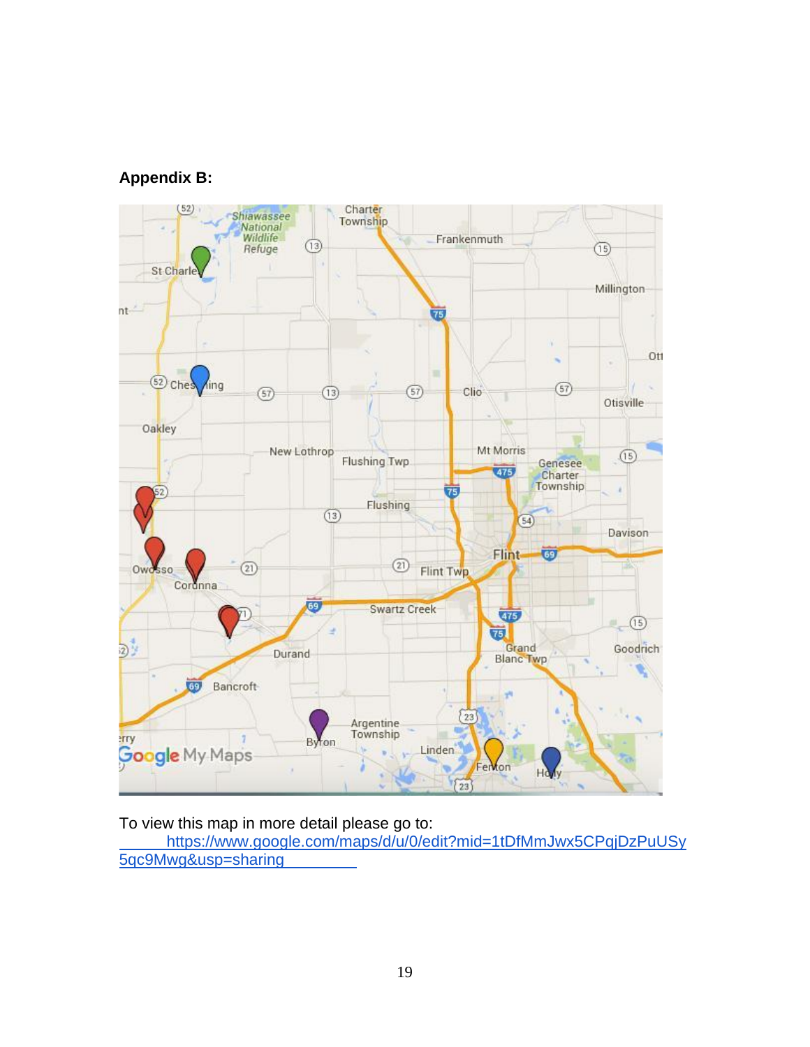**Appendix B:**

To view this map in more detail please go to: https://www.google.com/maps/d/u/0/edit?mid=1tDfMmJwx5CPqjDzPuUSy5qc9Mwg&usp=sharing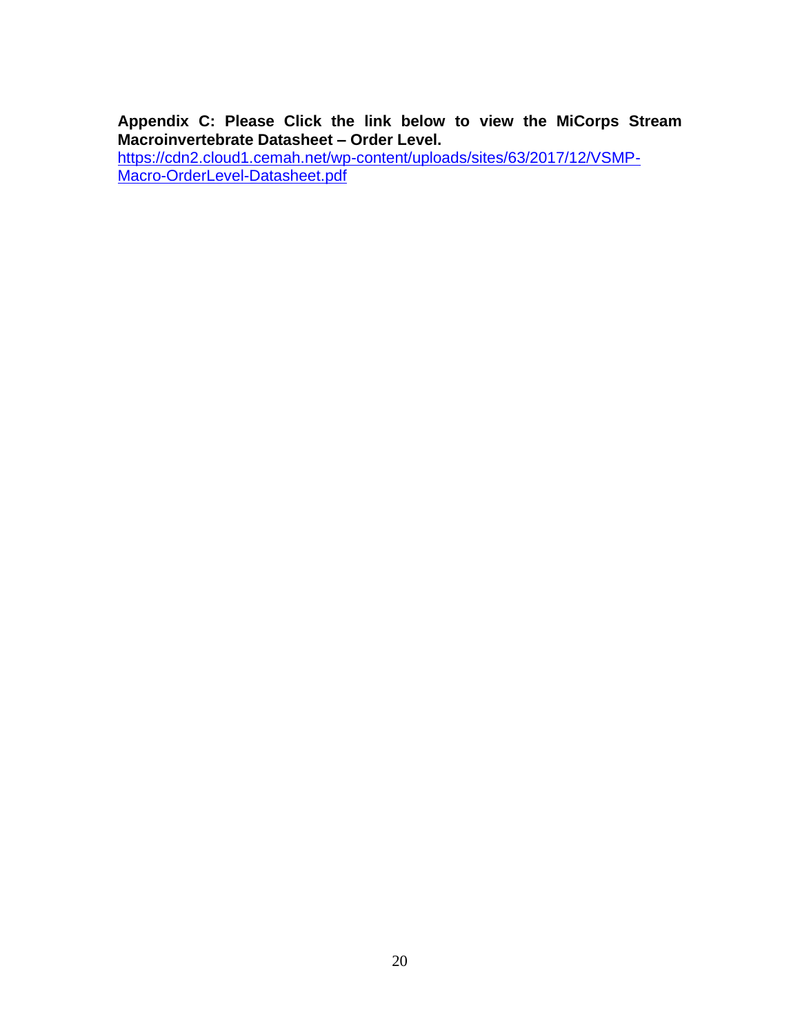**Appendix C: Please Click the link below to view the MiCorps Stream Macroinvertebrate Datasheet – Order Level.**

https://cdn2.cloud1.cemah.net/wp-content/uploads/sites/63/2017/12/VSMP-Macro-OrderLevel-Datasheet.pdf